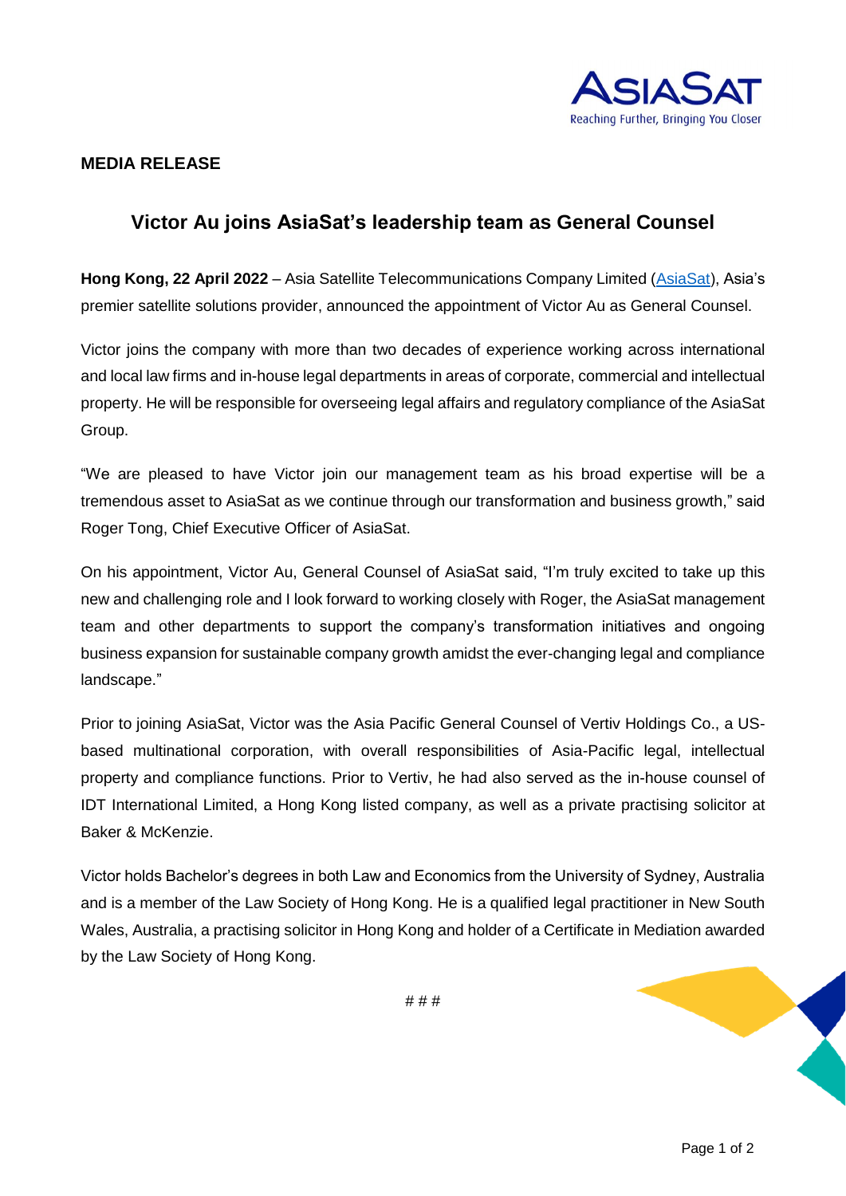**MEDIA RELEASE**

# Victor Au joins AsiaSat's leadership team as General Counsel

**Hong Kong, 22 April 2022** – Asia Satellite Telecommunications Company Limited (AsiaSat), Asia's premier satellite solutions provider, announced the appointment of Victor Au as General Counsel.

Victor joins the company with more than two decades of experience working across international and local law firms and in-house legal departments in areas of corporate, commercial and intellectual property. He will be responsible for overseeing legal affairs and regulatory compliance of the AsiaSat Group.

"We are pleased to have Victor join our management team as his broad expertise will be a tremendous asset to AsiaSat as we continue through our transformation and business growth," said Roger Tong, Chief Executive Officer of AsiaSat.

On his appointment, Victor Au, General Counsel of AsiaSat said, "I'm truly excited to take up this new and challenging role and I look forward to working closely with Roger, the AsiaSat management team and other departments to support the company's transformation initiatives and ongoing business expansion for sustainable company growth amidst the ever-changing legal and compliance landscape."

Prior to joining AsiaSat, Victor was the Asia Pacific General Counsel of Vertiv Holdings Co., a US-based multinational corporation, with overall responsibilities of Asia-Pacific legal, intellectual property and compliance functions. Prior to Vertiv, he had also served as the in-house counsel of IDT International Limited, a Hong Kong listed company, as well as a private practising solicitor at Baker & McKenzie.

Victor holds Bachelor's degrees in both Law and Economics from the University of Sydney, Australia and is a member of the Law Society of Hong Kong. He is a qualified legal practitioner in New South Wales, Australia, a practising solicitor in Hong Kong and holder of a Certificate in Mediation awarded by the Law Society of Hong Kong.

# # #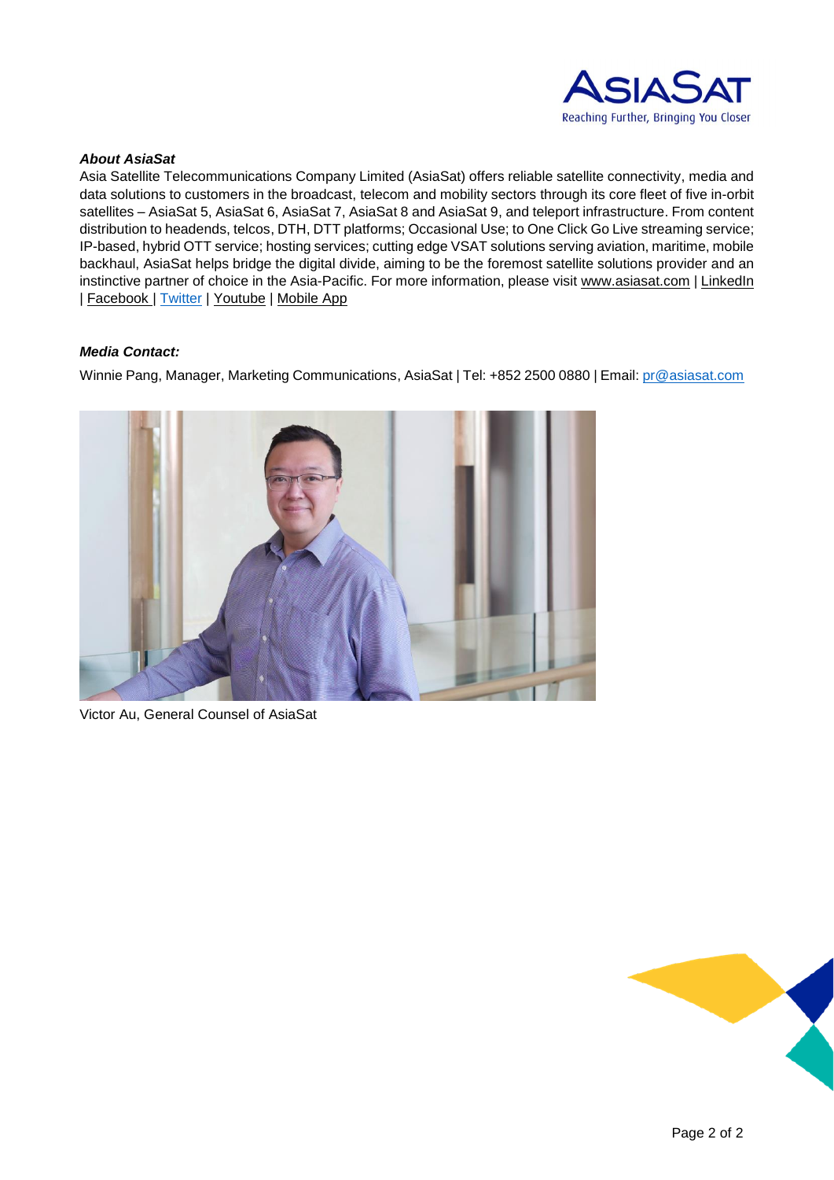### *About AsiaSat*

Asia Satellite Telecommunications Company Limited (AsiaSat) offers reliable satellite connectivity, media and data solutions to customers in the broadcast, telecom and mobility sectors through its core fleet of five in-orbit satellites – AsiaSat 5, AsiaSat 6, AsiaSat 7, AsiaSat 8 and AsiaSat 9, and teleport infrastructure. From content distribution to headends, telcos, DTH, DTT platforms; Occasional Use; to One Click Go Live streaming service; IP-based, hybrid OTT service; hosting services; cutting edge VSAT solutions serving aviation, maritime, mobile backhaul, AsiaSat helps bridge the digital divide, aiming to be the foremost satellite solutions provider and an instinctive partner of choice in the Asia-Pacific. For more information, please visit www.asiasat.com | LinkedIn | Facebook | Twitter | Youtube | Mobile App

### *Media Contact:*

Winnie Pang, Manager, Marketing Communications, AsiaSat | Tel: +852 2500 0880 | Email: pr@asiasat.com

Victor Au, General Counsel of AsiaSat